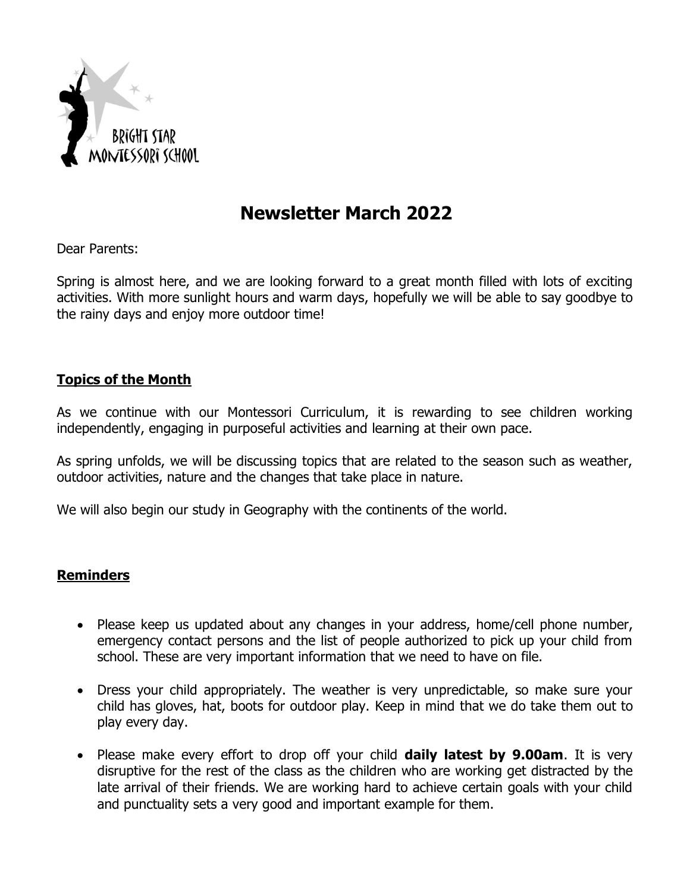# Newsletter March 2022

Dear Parents:

Spring is almost here, and we are looking forward to a great month filled with lots of exciting activities. With more sunlight hours and warm days, hopefully we will be able to say goodbye to the rainy days and enjoy more outdoor time!

## Topics of the Month

As we continue with our Montessori Curriculum, it is rewarding to see children working independently, engaging in purposeful activities and learning at their own pace.

As spring unfolds, we will be discussing topics that are related to the season such as weather, outdoor activities, nature and the changes that take place in nature.

We will also begin our study in Geography with the continents of the world.

## Reminders

- Please keep us updated about any changes in your address, home/cell phone number, emergency contact persons and the list of people authorized to pick up your child from school. These are very important information that we need to have on file.
- Dress your child appropriately. The weather is very unpredictable, so make sure your child has gloves, hat, boots for outdoor play. Keep in mind that we do take them out to play every day.
- Please make every effort to drop off your child **daily latest by 9.00am**. It is very disruptive for the rest of the class as the children who are working get distracted by the late arrival of their friends. We are working hard to achieve certain goals with your child and punctuality sets a very good and important example for them.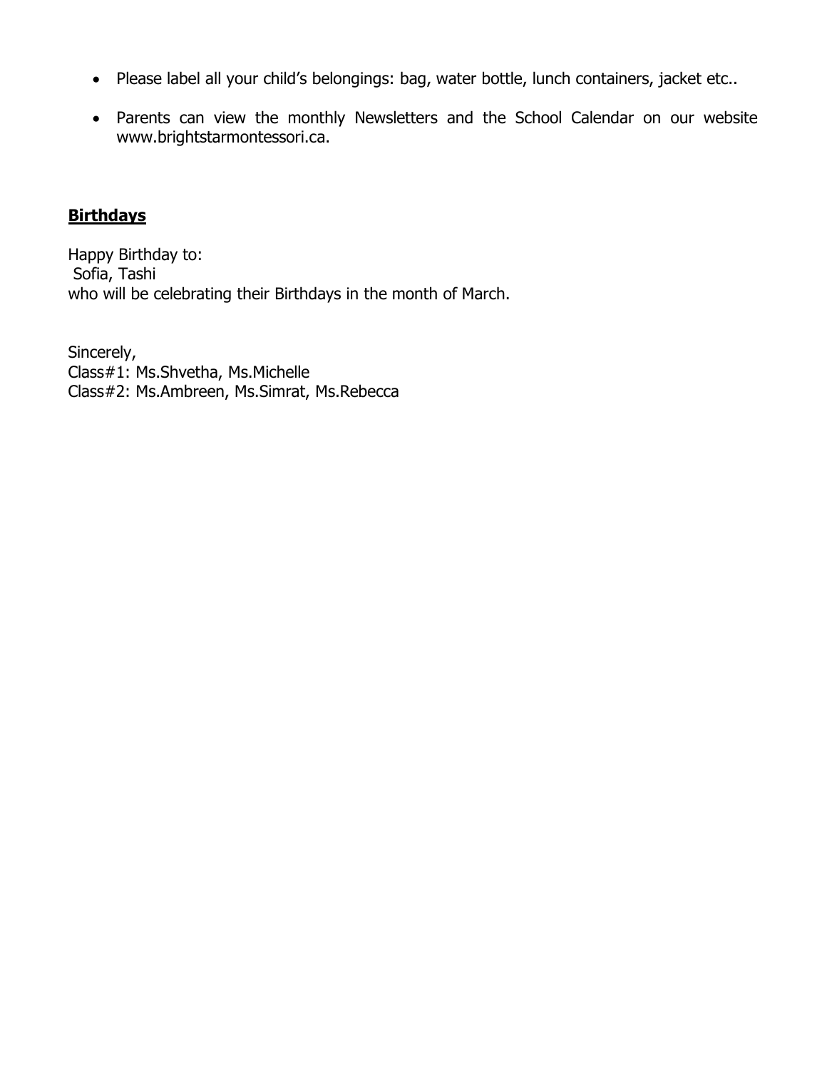- Please label all your child's belongings: bag, water bottle, lunch containers, jacket etc..
- Parents can view the monthly Newsletters and the School Calendar on our website www.brightstarmontessori.ca.

## Birthdays

Happy Birthday to:
Sofia, Tashi
who will be celebrating their Birthdays in the month of March.

Sincerely,
Class#1: Ms.Shvetha, Ms.Michelle
Class#2: Ms.Ambreen, Ms.Simrat, Ms.Rebecca